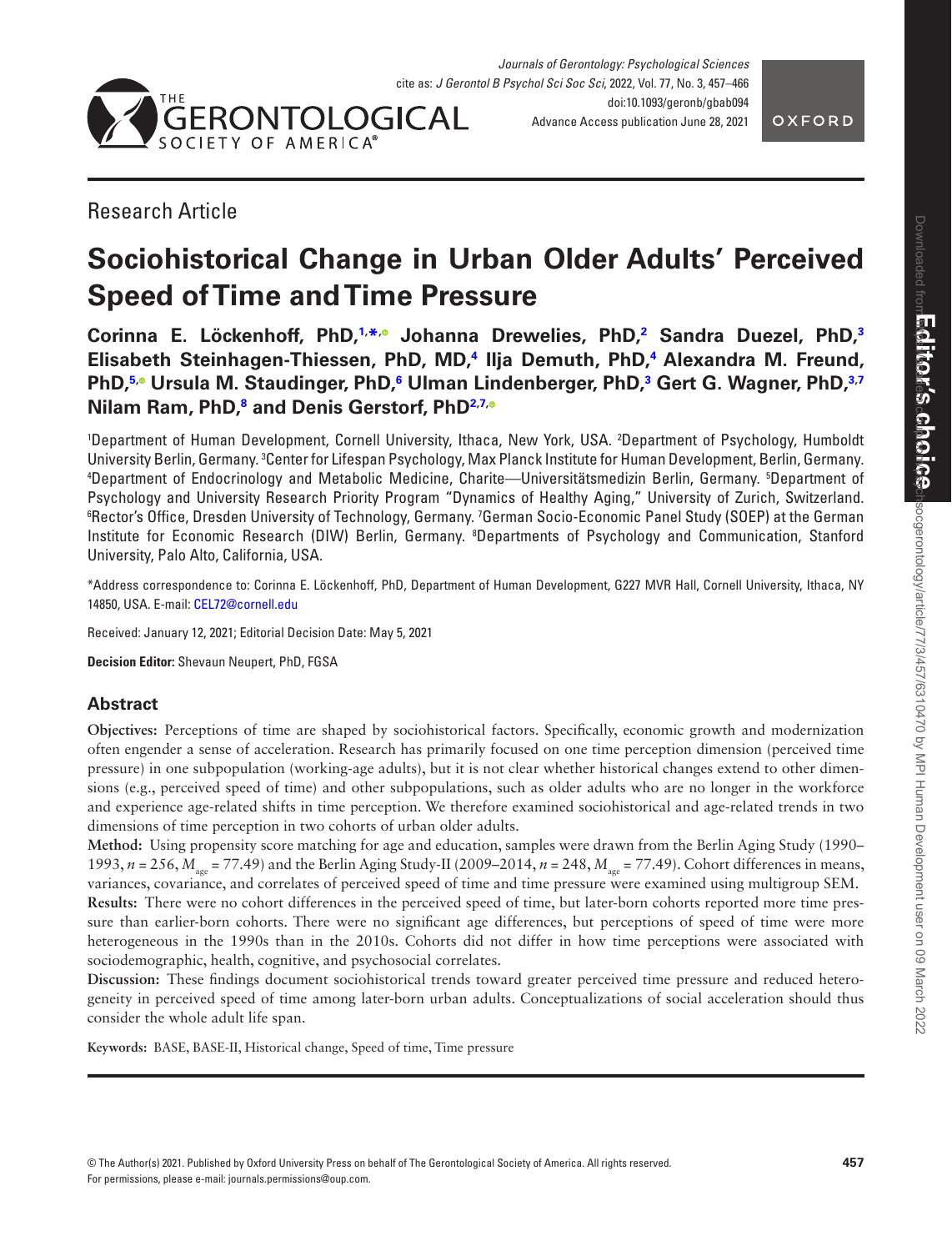Research Article

# Sociohistorical Change in Urban Older Adults' Perceived Speed of Time and Time Pressure

**Corinna E. Löckenhoff, PhD,[1,*] Johanna Drewelies, PhD,[2] Sandra Duezel, PhD,[3] Elisabeth Steinhagen-Thiessen, PhD, MD,[4] Ilja Demuth, PhD,[4] Alexandra M. Freund, PhD,[5] Ursula M. Staudinger, PhD,[6] Ulman Lindenberger, PhD,[3] Gert G. Wagner, PhD,[3,7] Nilam Ram, PhD,[8] and Denis Gerstorf, PhD[2,7]**

[1]Department of Human Development, Cornell University, Ithaca, New York, USA. [2]Department of Psychology, Humboldt University Berlin, Germany. [3]Center for Lifespan Psychology, Max Planck Institute for Human Development, Berlin, Germany. [4]Department of Endocrinology and Metabolic Medicine, Charite—Universitätsmedizin Berlin, Germany. [5]Department of Psychology and University Research Priority Program "Dynamics of Healthy Aging," University of Zurich, Switzerland. [6]Rector's Office, Dresden University of Technology, Germany. [7]German Socio-Economic Panel Study (SOEP) at the German Institute for Economic Research (DIW) Berlin, Germany. [8]Departments of Psychology and Communication, Stanford University, Palo Alto, California, USA.

*Address correspondence to: Corinna E. Löckenhoff, PhD, Department of Human Development, G227 MVR Hall, Cornell University, Ithaca, NY 14850, USA. E-mail: CEL72@cornell.edu

Received: January 12, 2021; Editorial Decision Date: May 5, 2021

**Decision Editor:** Shevaun Neupert, PhD, FGSA

## Abstract

**Objectives:** Perceptions of time are shaped by sociohistorical factors. Specifically, economic growth and modernization often engender a sense of acceleration. Research has primarily focused on one time perception dimension (perceived time pressure) in one subpopulation (working-age adults), but it is not clear whether historical changes extend to other dimensions (e.g., perceived speed of time) and other subpopulations, such as older adults who are no longer in the workforce and experience age-related shifts in time perception. We therefore examined sociohistorical and age-related trends in two dimensions of time perception in two cohorts of urban older adults.

**Method:** Using propensity score matching for age and education, samples were drawn from the Berlin Aging Study (1990–1993, $n = 256$, $M_{age} = 77.49$) and the Berlin Aging Study-II (2009–2014, $n = 248$, $M_{age} = 77.49$). Cohort differences in means, variances, covariance, and correlates of perceived speed of time and time pressure were examined using multigroup SEM.

**Results:** There were no cohort differences in the perceived speed of time, but later-born cohorts reported more time pressure than earlier-born cohorts. There were no significant age differences, but perceptions of speed of time were more heterogeneous in the 1990s than in the 2010s. Cohorts did not differ in how time perceptions were associated with sociodemographic, health, cognitive, and psychosocial correlates.

**Discussion:** These findings document sociohistorical trends toward greater perceived time pressure and reduced heterogeneity in perceived speed of time among later-born urban adults. Conceptualizations of social acceleration should thus consider the whole adult life span.

**Keywords:** BASE, BASE-II, Historical change, Speed of time, Time pressure

© The Author(s) 2021. Published by Oxford University Press on behalf of The Gerontological Society of America. All rights reserved. For permissions, please e-mail: journals.permissions@oup.com.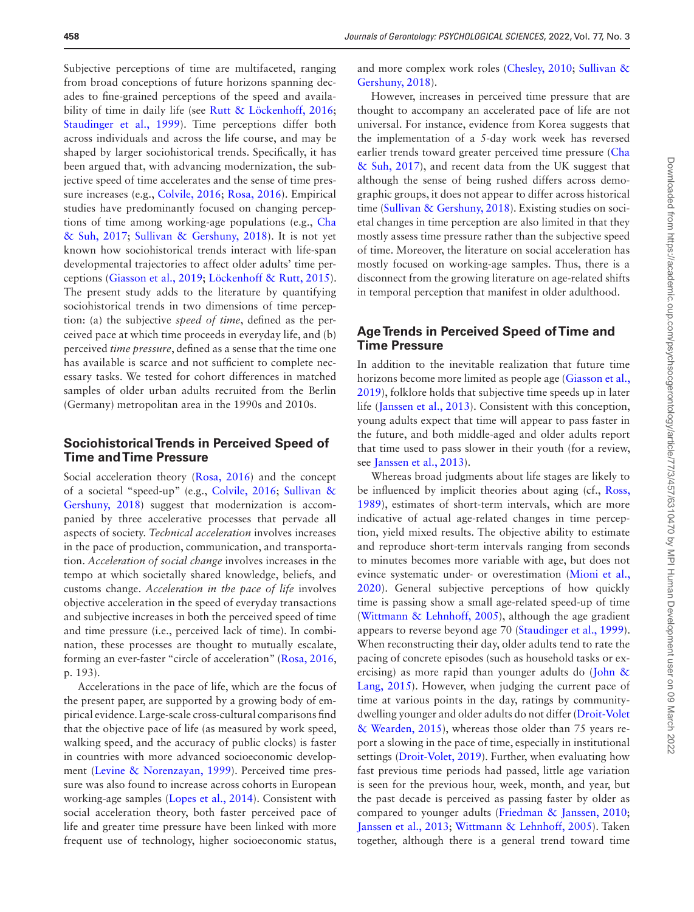Subjective perceptions of time are multifaceted, ranging from broad conceptions of future horizons spanning decades to fine-grained perceptions of the speed and availability of time in daily life (see Rutt & Löckenhoff, 2016; Staudinger et al., 1999). Time perceptions differ both across individuals and across the life course, and may be shaped by larger sociohistorical trends. Specifically, it has been argued that, with advancing modernization, the subjective speed of time accelerates and the sense of time pressure increases (e.g., Colvile, 2016; Rosa, 2016). Empirical studies have predominantly focused on changing perceptions of time among working-age populations (e.g., Cha & Suh, 2017; Sullivan & Gershuny, 2018). It is not yet known how sociohistorical trends interact with life-span developmental trajectories to affect older adults' time perceptions (Giasson et al., 2019; Löckenhoff & Rutt, 2015). The present study adds to the literature by quantifying sociohistorical trends in two dimensions of time perception: (a) the subjective *speed of time*, defined as the perceived pace at which time proceeds in everyday life, and (b) perceived *time pressure*, defined as a sense that the time one has available is scarce and not sufficient to complete necessary tasks. We tested for cohort differences in matched samples of older urban adults recruited from the Berlin (Germany) metropolitan area in the 1990s and 2010s.

## Sociohistorical Trends in Perceived Speed of Time and Time Pressure

Social acceleration theory (Rosa, 2016) and the concept of a societal "speed-up" (e.g., Colvile, 2016; Sullivan & Gershuny, 2018) suggest that modernization is accompanied by three accelerative processes that pervade all aspects of society. *Technical acceleration* involves increases in the pace of production, communication, and transportation. *Acceleration of social change* involves increases in the tempo at which societally shared knowledge, beliefs, and customs change. *Acceleration in the pace of life* involves objective acceleration in the speed of everyday transactions and subjective increases in both the perceived speed of time and time pressure (i.e., perceived lack of time). In combination, these processes are thought to mutually escalate, forming an ever-faster "circle of acceleration" (Rosa, 2016, p. 193).

Accelerations in the pace of life, which are the focus of the present paper, are supported by a growing body of empirical evidence. Large-scale cross-cultural comparisons find that the objective pace of life (as measured by work speed, walking speed, and the accuracy of public clocks) is faster in countries with more advanced socioeconomic development (Levine & Norenzayan, 1999). Perceived time pressure was also found to increase across cohorts in European working-age samples (Lopes et al., 2014). Consistent with social acceleration theory, both faster perceived pace of life and greater time pressure have been linked with more frequent use of technology, higher socioeconomic status, and more complex work roles (Chesley, 2010; Sullivan & Gershuny, 2018).

However, increases in perceived time pressure that are thought to accompany an accelerated pace of life are not universal. For instance, evidence from Korea suggests that the implementation of a 5-day work week has reversed earlier trends toward greater perceived time pressure (Cha & Suh, 2017), and recent data from the UK suggest that although the sense of being rushed differs across demographic groups, it does not appear to differ across historical time (Sullivan & Gershuny, 2018). Existing studies on societal changes in time perception are also limited in that they mostly assess time pressure rather than the subjective speed of time. Moreover, the literature on social acceleration has mostly focused on working-age samples. Thus, there is a disconnect from the growing literature on age-related shifts in temporal perception that manifest in older adulthood.

## Age Trends in Perceived Speed of Time and Time Pressure

In addition to the inevitable realization that future time horizons become more limited as people age (Giasson et al., 2019), folklore holds that subjective time speeds up in later life (Janssen et al., 2013). Consistent with this conception, young adults expect that time will appear to pass faster in the future, and both middle-aged and older adults report that time used to pass slower in their youth (for a review, see Janssen et al., 2013).

Whereas broad judgments about life stages are likely to be influenced by implicit theories about aging (cf., Ross, 1989), estimates of short-term intervals, which are more indicative of actual age-related changes in time perception, yield mixed results. The objective ability to estimate and reproduce short-term intervals ranging from seconds to minutes becomes more variable with age, but does not evince systematic under- or overestimation (Mioni et al., 2020). General subjective perceptions of how quickly time is passing show a small age-related speed-up of time (Wittmann & Lehnhoff, 2005), although the age gradient appears to reverse beyond age 70 (Staudinger et al., 1999). When reconstructing their day, older adults tend to rate the pacing of concrete episodes (such as household tasks or exercising) as more rapid than younger adults do (John & Lang, 2015). However, when judging the current pace of time at various points in the day, ratings by community-dwelling younger and older adults do not differ (Droit-Volet & Wearden, 2015), whereas those older than 75 years report a slowing in the pace of time, especially in institutional settings (Droit-Volet, 2019). Further, when evaluating how fast previous time periods had passed, little age variation is seen for the previous hour, week, month, and year, but the past decade is perceived as passing faster by older as compared to younger adults (Friedman & Janssen, 2010; Janssen et al., 2013; Wittmann & Lehnhoff, 2005). Taken together, although there is a general trend toward time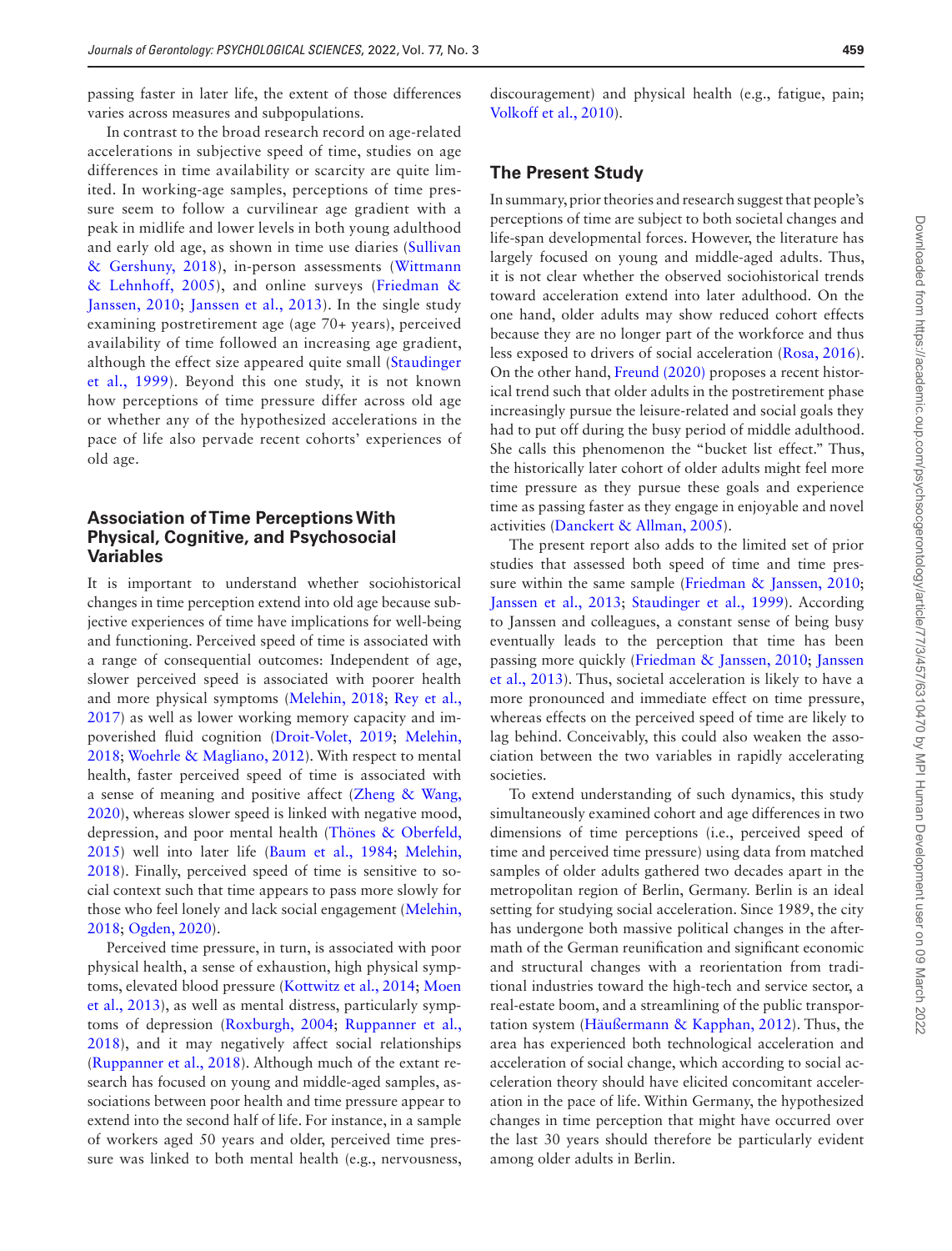passing faster in later life, the extent of those differences varies across measures and subpopulations.

In contrast to the broad research record on age-related accelerations in subjective speed of time, studies on age differences in time availability or scarcity are quite limited. In working-age samples, perceptions of time pressure seem to follow a curvilinear age gradient with a peak in midlife and lower levels in both young adulthood and early old age, as shown in time use diaries (Sullivan & Gershuny, 2018), in-person assessments (Wittmann & Lehnhoff, 2005), and online surveys (Friedman & Janssen, 2010; Janssen et al., 2013). In the single study examining postretirement age (age 70+ years), perceived availability of time followed an increasing age gradient, although the effect size appeared quite small (Staudinger et al., 1999). Beyond this one study, it is not known how perceptions of time pressure differ across old age or whether any of the hypothesized accelerations in the pace of life also pervade recent cohorts' experiences of old age.

## Association of Time Perceptions With Physical, Cognitive, and Psychosocial Variables

It is important to understand whether sociohistorical changes in time perception extend into old age because subjective experiences of time have implications for well-being and functioning. Perceived speed of time is associated with a range of consequential outcomes: Independent of age, slower perceived speed is associated with poorer health and more physical symptoms (Melehin, 2018; Rey et al., 2017) as well as lower working memory capacity and impoverished fluid cognition (Droit-Volet, 2019; Melehin, 2018; Woehrle & Magliano, 2012). With respect to mental health, faster perceived speed of time is associated with a sense of meaning and positive affect (Zheng & Wang, 2020), whereas slower speed is linked with negative mood, depression, and poor mental health (Thönes & Oberfeld, 2015) well into later life (Baum et al., 1984; Melehin, 2018). Finally, perceived speed of time is sensitive to social context such that time appears to pass more slowly for those who feel lonely and lack social engagement (Melehin, 2018; Ogden, 2020).

Perceived time pressure, in turn, is associated with poor physical health, a sense of exhaustion, high physical symptoms, elevated blood pressure (Kottwitz et al., 2014; Moen et al., 2013), as well as mental distress, particularly symptoms of depression (Roxburgh, 2004; Ruppanner et al., 2018), and it may negatively affect social relationships (Ruppanner et al., 2018). Although much of the extant research has focused on young and middle-aged samples, associations between poor health and time pressure appear to extend into the second half of life. For instance, in a sample of workers aged 50 years and older, perceived time pressure was linked to both mental health (e.g., nervousness, discouragement) and physical health (e.g., fatigue, pain; Volkoff et al., 2010).

## The Present Study

In summary, prior theories and research suggest that people's perceptions of time are subject to both societal changes and life-span developmental forces. However, the literature has largely focused on young and middle-aged adults. Thus, it is not clear whether the observed sociohistorical trends toward acceleration extend into later adulthood. On the one hand, older adults may show reduced cohort effects because they are no longer part of the workforce and thus less exposed to drivers of social acceleration (Rosa, 2016). On the other hand, Freund (2020) proposes a recent historical trend such that older adults in the postretirement phase increasingly pursue the leisure-related and social goals they had to put off during the busy period of middle adulthood. She calls this phenomenon the "bucket list effect." Thus, the historically later cohort of older adults might feel more time pressure as they pursue these goals and experience time as passing faster as they engage in enjoyable and novel activities (Danckert & Allman, 2005).

The present report also adds to the limited set of prior studies that assessed both speed of time and time pressure within the same sample (Friedman & Janssen, 2010; Janssen et al., 2013; Staudinger et al., 1999). According to Janssen and colleagues, a constant sense of being busy eventually leads to the perception that time has been passing more quickly (Friedman & Janssen, 2010; Janssen et al., 2013). Thus, societal acceleration is likely to have a more pronounced and immediate effect on time pressure, whereas effects on the perceived speed of time are likely to lag behind. Conceivably, this could also weaken the association between the two variables in rapidly accelerating societies.

To extend understanding of such dynamics, this study simultaneously examined cohort and age differences in two dimensions of time perceptions (i.e., perceived speed of time and perceived time pressure) using data from matched samples of older adults gathered two decades apart in the metropolitan region of Berlin, Germany. Berlin is an ideal setting for studying social acceleration. Since 1989, the city has undergone both massive political changes in the aftermath of the German reunification and significant economic and structural changes with a reorientation from traditional industries toward the high-tech and service sector, a real-estate boom, and a streamlining of the public transportation system (Häußermann & Kapphan, 2012). Thus, the area has experienced both technological acceleration and acceleration of social change, which according to social acceleration theory should have elicited concomitant acceleration in the pace of life. Within Germany, the hypothesized changes in time perception that might have occurred over the last 30 years should therefore be particularly evident among older adults in Berlin.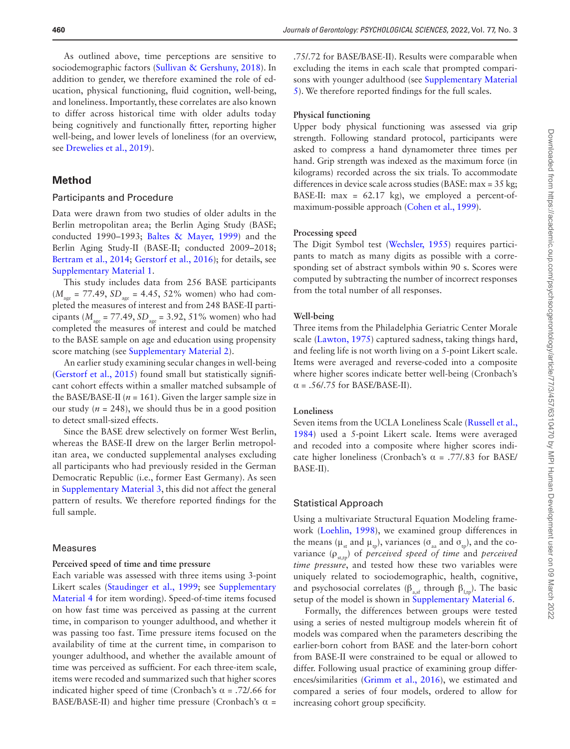As outlined above, time perceptions are sensitive to sociodemographic factors (Sullivan & Gershuny, 2018). In addition to gender, we therefore examined the role of education, physical functioning, fluid cognition, well-being, and loneliness. Importantly, these correlates are also known to differ across historical time with older adults today being cognitively and functionally fitter, reporting higher well-being, and lower levels of loneliness (for an overview, see Drewelies et al., 2019).

## Method

### Participants and Procedure

Data were drawn from two studies of older adults in the Berlin metropolitan area; the Berlin Aging Study (BASE; conducted 1990–1993; Baltes & Mayer, 1999) and the Berlin Aging Study-II (BASE-II; conducted 2009–2018; Bertram et al., 2014; Gerstorf et al., 2016); for details, see Supplementary Material 1.

This study includes data from 256 BASE participants ($M_{age}$ = 77.49, $SD_{age}$ = 4.45, 52% women) who had completed the measures of interest and from 248 BASE-II participants ($M_{age}$ = 77.49, $SD_{age}$ = 3.92, 51% women) who had completed the measures of interest and could be matched to the BASE sample on age and education using propensity score matching (see Supplementary Material 2).

An earlier study examining secular changes in well-being (Gerstorf et al., 2015) found small but statistically significant cohort effects within a smaller matched subsample of the BASE/BASE-II ($n$ = 161). Given the larger sample size in our study ($n$ = 248), we should thus be in a good position to detect small-sized effects.

Since the BASE drew selectively on former West Berlin, whereas the BASE-II drew on the larger Berlin metropolitan area, we conducted supplemental analyses excluding all participants who had previously resided in the German Democratic Republic (i.e., former East Germany). As seen in Supplementary Material 3, this did not affect the general pattern of results. We therefore reported findings for the full sample.

### Measures

#### Perceived speed of time and time pressure

Each variable was assessed with three items using 3-point Likert scales (Staudinger et al., 1999; see Supplementary Material 4 for item wording). Speed-of-time items focused on how fast time was perceived as passing at the current time, in comparison to younger adulthood, and whether it was passing too fast. Time pressure items focused on the availability of time at the current time, in comparison to younger adulthood, and whether the available amount of time was perceived as sufficient. For each three-item scale, items were recoded and summarized such that higher scores indicated higher speed of time (Cronbach's α = .72/.66 for BASE/BASE-II) and higher time pressure (Cronbach's α = .75/.72 for BASE/BASE-II). Results were comparable when excluding the items in each scale that prompted comparisons with younger adulthood (see Supplementary Material 5). We therefore reported findings for the full scales.

#### Physical functioning

Upper body physical functioning was assessed via grip strength. Following standard protocol, participants were asked to compress a hand dynamometer three times per hand. Grip strength was indexed as the maximum force (in kilograms) recorded across the six trials. To accommodate differences in device scale across studies (BASE: max = 35 kg; BASE-II: max = 62.17 kg), we employed a percent-of-maximum-possible approach (Cohen et al., 1999).

#### Processing speed

The Digit Symbol test (Wechsler, 1955) requires participants to match as many digits as possible with a corresponding set of abstract symbols within 90 s. Scores were computed by subtracting the number of incorrect responses from the total number of all responses.

#### Well-being

Three items from the Philadelphia Geriatric Center Morale scale (Lawton, 1975) captured sadness, taking things hard, and feeling life is not worth living on a 5-point Likert scale. Items were averaged and reverse-coded into a composite where higher scores indicate better well-being (Cronbach's α = .56/.75 for BASE/BASE-II).

#### Loneliness

Seven items from the UCLA Loneliness Scale (Russell et al., 1984) used a 5-point Likert scale. Items were averaged and recoded into a composite where higher scores indicate higher loneliness (Cronbach's α = .77/.83 for BASE/BASE-II).

### Statistical Approach

Using a multivariate Structural Equation Modeling framework (Loehlin, 1998), we examined group differences in the means ($\mu_{st}$ and $\mu_{tp}$), variances ($\sigma_{aa}$ and $\sigma_{tp}$), and the covariance ($\rho_{st,tp}$) of *perceived speed of time* and *perceived time pressure*, and tested how these two variables were uniquely related to sociodemographic, health, cognitive, and psychosocial correlates ($\beta_{a,sf}$ through $\beta_{l,tp}$). The basic setup of the model is shown in Supplementary Material 6.

Formally, the differences between groups were tested using a series of nested multigroup models wherein fit of models was compared when the parameters describing the earlier-born cohort from BASE and the later-born cohort from BASE-II were constrained to be equal or allowed to differ. Following usual practice of examining group differences/similarities (Grimm et al., 2016), we estimated and compared a series of four models, ordered to allow for increasing cohort group specificity.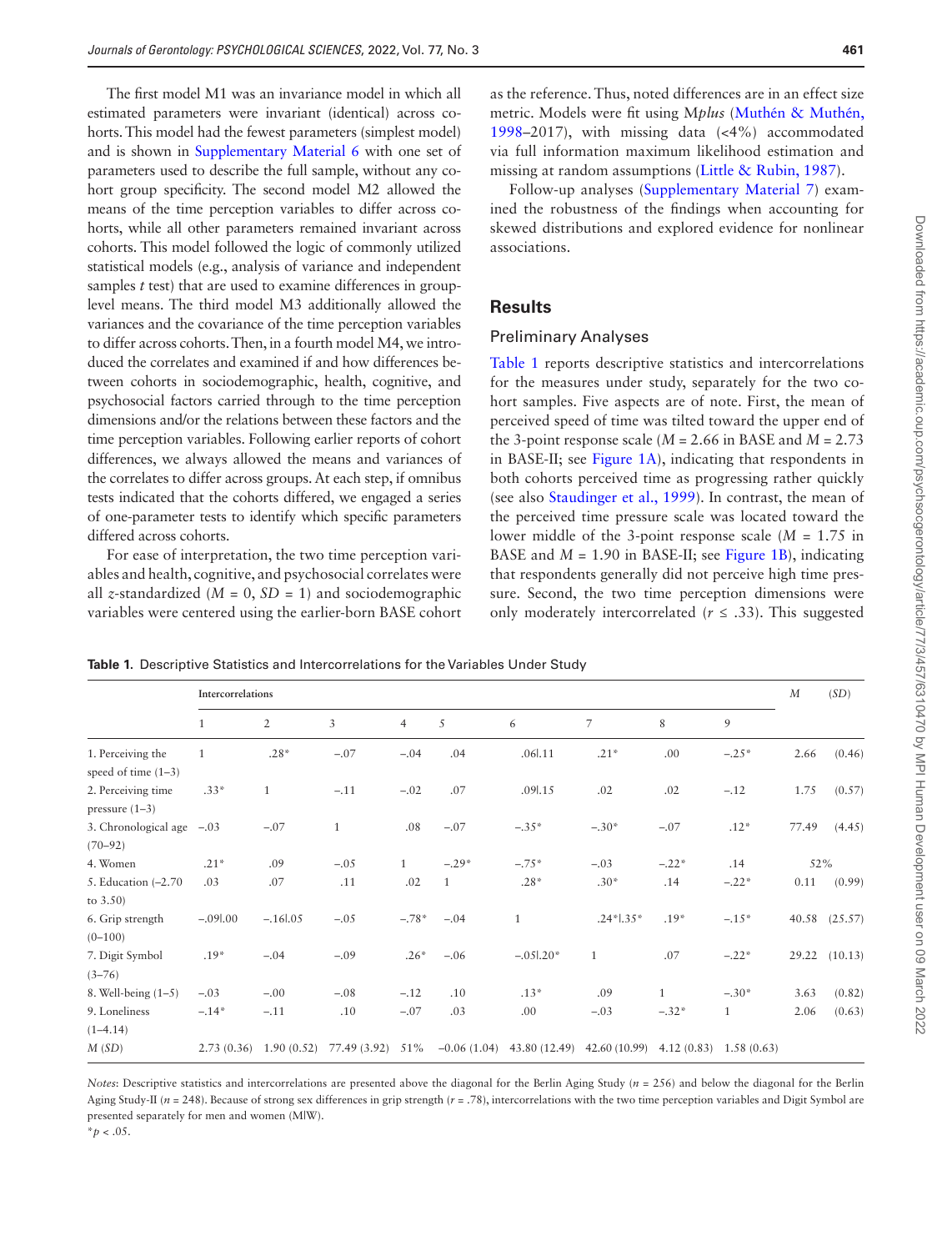The first model M1 was an invariance model in which all estimated parameters were invariant (identical) across cohorts. This model had the fewest parameters (simplest model) and is shown in Supplementary Material 6 with one set of parameters used to describe the full sample, without any cohort group specificity. The second model M2 allowed the means of the time perception variables to differ across cohorts, while all other parameters remained invariant across cohorts. This model followed the logic of commonly utilized statistical models (e.g., analysis of variance and independent samples *t* test) that are used to examine differences in group-level means. The third model M3 additionally allowed the variances and the covariance of the time perception variables to differ across cohorts. Then, in a fourth model M4, we introduced the correlates and examined if and how differences between cohorts in sociodemographic, health, cognitive, and psychosocial factors carried through to the time perception dimensions and/or the relations between these factors and the time perception variables. Following earlier reports of cohort differences, we always allowed the means and variances of the correlates to differ across groups. At each step, if omnibus tests indicated that the cohorts differed, we engaged a series of one-parameter tests to identify which specific parameters differed across cohorts.

For ease of interpretation, the two time perception variables and health, cognitive, and psychosocial correlates were all *z*-standardized ($M = 0$, $SD = 1$) and sociodemographic variables were centered using the earlier-born BASE cohort as the reference. Thus, noted differences are in an effect size metric. Models were fit using M*plus* (Muthén & Muthén, 1998–2017), with missing data (<4%) accommodated via full information maximum likelihood estimation and missing at random assumptions (Little & Rubin, 1987).

Follow-up analyses (Supplementary Material 7) examined the robustness of the findings when accounting for skewed distributions and explored evidence for nonlinear associations.

## Results

### Preliminary Analyses

Table 1 reports descriptive statistics and intercorrelations for the measures under study, separately for the two cohort samples. Five aspects are of note. First, the mean of perceived speed of time was tilted toward the upper end of the 3-point response scale ($M = 2.66$ in BASE and $M = 2.73$ in BASE-II; see Figure 1A), indicating that respondents in both cohorts perceived time as progressing rather quickly (see also Staudinger et al., 1999). In contrast, the mean of the perceived time pressure scale was located toward the lower middle of the 3-point response scale ($M = 1.75$ in BASE and $M = 1.90$ in BASE-II; see Figure 1B), indicating that respondents generally did not perceive high time pressure. Second, the two time perception dimensions were only moderately intercorrelated ($r \leq .33$). This suggested

**Table 1.** Descriptive Statistics and Intercorrelations for the Variables Under Study

| | Intercorrelations | | | | | | | | | *M* | (*SD*) |
|---|---|---|---|---|---|---|---|---|---|---|---|
| | 1 | 2 | 3 | 4 | 5 | 6 | 7 | 8 | 9 | | |
| 1. Perceiving the speed of time (1–3) | 1 | .28* | −.07 | −.04 | .04 | .06\|.11 | .21* | .00 | −.25* | 2.66 | (0.46) |
| 2. Perceiving time pressure (1–3) | .33* | 1 | −.11 | −.02 | .07 | .09\|.15 | .02 | .02 | −.12 | 1.75 | (0.57) |
| 3. Chronological age (70–92) | −.03 | −.07 | 1 | .08 | −.07 | −.35* | −.30* | −.07 | .12* | 77.49 | (4.45) |
| 4. Women | .21* | .09 | −.05 | 1 | −.29* | −.75* | −.03 | −.22* | .14 | 52% | |
| 5. Education (−2.70 to 3.50) | .03 | .07 | .11 | .02 | 1 | .28* | .30* | .14 | −.22* | 0.11 | (0.99) |
| 6. Grip strength (0–100) | −.09\|.00 | −.16\|.05 | −.05 | −.78* | −.04 | 1 | .24*\|.35* | .19* | −.15* | 40.58 | (25.57) |
| 7. Digit Symbol (3–76) | .19* | −.04 | −.09 | .26* | −.06 | −.05\|.20* | 1 | .07 | −.22* | 29.22 | (10.13) |
| 8. Well-being (1–5) | −.03 | −.00 | −.08 | −.12 | .10 | .13* | .09 | 1 | −.30* | 3.63 | (0.82) |
| 9. Loneliness (1–4.14) | −.14* | −.11 | .10 | −.07 | .03 | .00 | −.03 | −.32* | 1 | 2.06 | (0.63) |
| *M* (*SD*) | 2.73 (0.36) | 1.90 (0.52) | 77.49 (3.92) | 51% | −0.06 (1.04) | 43.80 (12.49) | 42.60 (10.99) | 4.12 (0.83) | 1.58 (0.63) | | |

*Notes*: Descriptive statistics and intercorrelations are presented above the diagonal for the Berlin Aging Study ($n = 256$) and below the diagonal for the Berlin Aging Study-II ($n = 248$). Because of strong sex differences in grip strength ($r = .78$), intercorrelations with the two time perception variables and Digit Symbol are presented separately for men and women (M|W).

\*$p < .05$.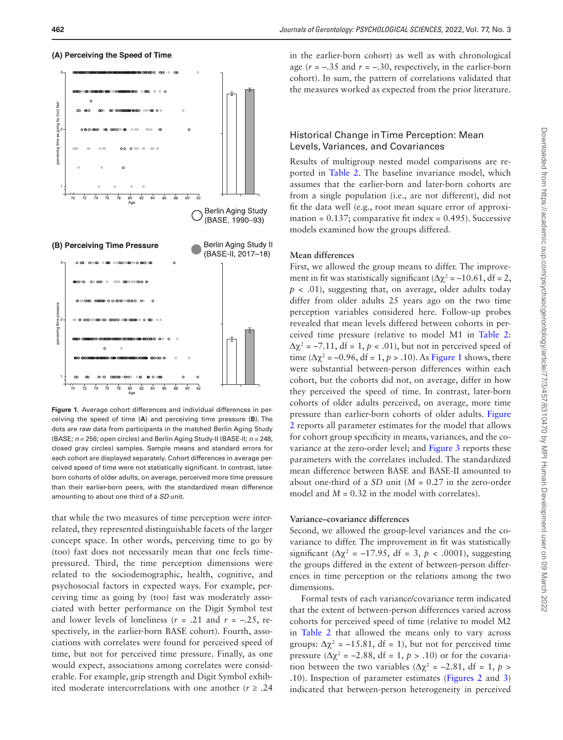Figure 1. Average cohort differences and individual differences in perceiving the speed of time (**A**) and perceiving time pressure (**B**). The dots are raw data from participants in the matched Berlin Aging Study (BASE; $n = 256$; open circles) and Berlin Aging Study-II (BASE-II; $n = 248$, closed gray circles) samples. Sample means and standard errors for each cohort are displayed separately. Cohort differences in average perceived speed of time were not statistically significant. In contrast, later-born cohorts of older adults, on average, perceived more time pressure than their earlier-born peers, with the standardized mean difference amounting to about one third of a *SD* unit.

that while the two measures of time perception were interrelated, they represented distinguishable facets of the larger concept space. In other words, perceiving time to go by (too) fast does not necessarily mean that one feels time-pressured. Third, the time perception dimensions were related to the sociodemographic, health, cognitive, and psychosocial factors in expected ways. For example, perceiving time as going by (too) fast was moderately associated with better performance on the Digit Symbol test and lower levels of loneliness ($r = .21$ and $r = -.25$, respectively, in the earlier-born BASE cohort). Fourth, associations with correlates were found for perceived speed of time, but not for perceived time pressure. Finally, as one would expect, associations among correlates were considerable. For example, grip strength and Digit Symbol exhibited moderate intercorrelations with one another ($r \geq .24$ in the earlier-born cohort) as well as with chronological age ($r = -.35$ and $r = -.30$, respectively, in the earlier-born cohort). In sum, the pattern of correlations validated that the measures worked as expected from the prior literature.

## Historical Change in Time Perception: Mean Levels, Variances, and Covariances

Results of multigroup nested model comparisons are reported in Table 2. The baseline invariance model, which assumes that the earlier-born and later-born cohorts are from a single population (i.e., are not different), did not fit the data well (e.g., root mean square error of approximation = 0.137; comparative fit index = 0.495). Successive models examined how the groups differed.

### Mean differences

First, we allowed the group means to differ. The improvement in fit was statistically significant ($\Delta\chi^2 = -10.61$, df = 2, $p < .01$), suggesting that, on average, older adults today differ from older adults 25 years ago on the two time perception variables considered here. Follow-up probes revealed that mean levels differed between cohorts in perceived time pressure (relative to model M1 in Table 2: $\Delta\chi^2 = -7.11$, df = 1, $p < .01$), but not in perceived speed of time ($\Delta\chi^2 = -0.96$, df = 1, $p > .10$). As Figure 1 shows, there were substantial between-person differences within each cohort, but the cohorts did not, on average, differ in how they perceived the speed of time. In contrast, later-born cohorts of older adults perceived, on average, more time pressure than earlier-born cohorts of older adults. Figure 2 reports all parameter estimates for the model that allows for cohort group specificity in means, variances, and the covariance at the zero-order level; and Figure 3 reports these parameters with the correlates included. The standardized mean difference between BASE and BASE-II amounted to about one-third of a *SD* unit ($M = 0.27$ in the zero-order model and $M = 0.32$ in the model with correlates).

### Variance–covariance differences

Second, we allowed the group-level variances and the covariance to differ. The improvement in fit was statistically significant ($\Delta\chi^2 = -17.95$, df = 3, $p < .0001$), suggesting the groups differed in the extent of between-person differences in time perception or the relations among the two dimensions.

Formal tests of each variance/covariance term indicated that the extent of between-person differences varied across cohorts for perceived speed of time (relative to model M2 in Table 2 that allowed the means only to vary across groups: $\Delta\chi^2 = -15.81$, df = 1), but not for perceived time pressure ($\Delta\chi^2 = -2.88$, df = 1, $p > .10$) or for the covariation between the two variables ($\Delta\chi^2 = -2.81$, df = 1, $p > .10$). Inspection of parameter estimates (Figures 2 and 3) indicated that between-person heterogeneity in perceived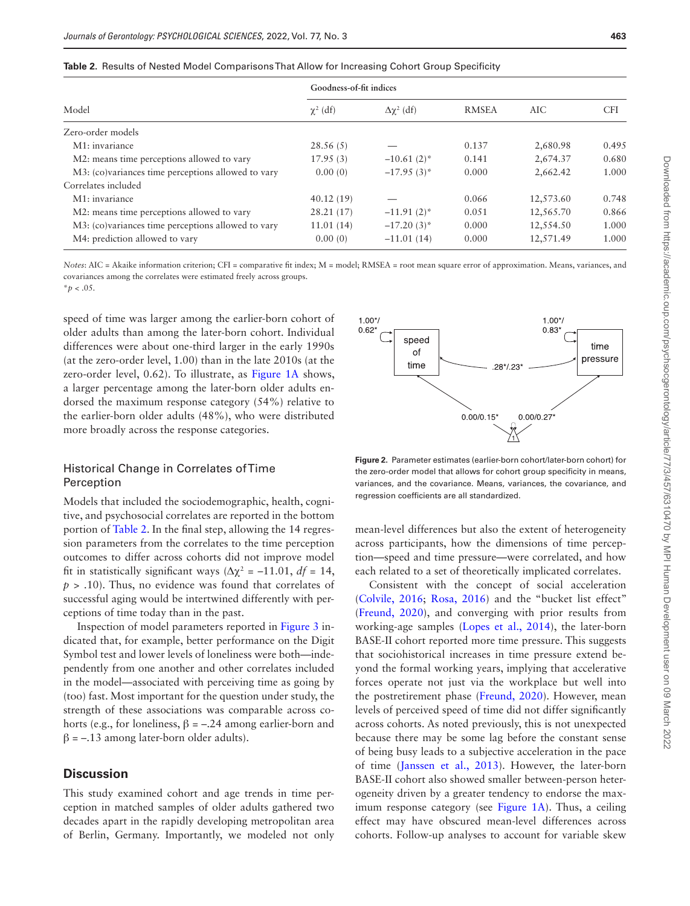**Table 2.** Results of Nested Model Comparisons That Allow for Increasing Cohort Group Specificity

| Model | Goodness-of-fit indices | | | | |
|---|---|---|---|---|---|
| | $\chi^2$ (df) | $\Delta\chi^2$ (df) | RMSEA | AIC | CFI |
| Zero-order models | | | | | |
| M1: invariance | 28.56 (5) | — | 0.137 | 2,680.98 | 0.495 |
| M2: means time perceptions allowed to vary | 17.95 (3) | −10.61 (2)* | 0.141 | 2,674.37 | 0.680 |
| M3: (co)variances time perceptions allowed to vary | 0.00 (0) | −17.95 (3)* | 0.000 | 2,662.42 | 1.000 |
| Correlates included | | | | | |
| M1: invariance | 40.12 (19) | — | 0.066 | 12,573.60 | 0.748 |
| M2: means time perceptions allowed to vary | 28.21 (17) | −11.91 (2)* | 0.051 | 12,565.70 | 0.866 |
| M3: (co)variances time perceptions allowed to vary | 11.01 (14) | −17.20 (3)* | 0.000 | 12,554.50 | 1.000 |
| M4: prediction allowed to vary | 0.00 (0) | −11.01 (14) | 0.000 | 12,571.49 | 1.000 |

*Notes*: AIC = Akaike information criterion; CFI = comparative fit index; M = model; RMSEA = root mean square error of approximation. Means, variances, and covariances among the correlates were estimated freely across groups.
$^*p < .05$.

speed of time was larger among the earlier-born cohort of older adults than among the later-born cohort. Individual differences were about one-third larger in the early 1990s (at the zero-order level, 1.00) than in the late 2010s (at the zero-order level, 0.62). To illustrate, as Figure 1A shows, a larger percentage among the later-born older adults endorsed the maximum response category (54%) relative to the earlier-born older adults (48%), who were distributed more broadly across the response categories.

### Historical Change in Correlates of Time Perception

Models that included the sociodemographic, health, cognitive, and psychosocial correlates are reported in the bottom portion of Table 2. In the final step, allowing the 14 regression parameters from the correlates to the time perception outcomes to differ across cohorts did not improve model fit in statistically significant ways ($\Delta\chi^2 = -11.01$, $df = 14$, $p > .10$). Thus, no evidence was found that correlates of successful aging would be intertwined differently with perceptions of time today than in the past.

Inspection of model parameters reported in Figure 3 indicated that, for example, better performance on the Digit Symbol test and lower levels of loneliness were both—independently from one another and other correlates included in the model—associated with perceiving time as going by (too) fast. Most important for the question under study, the strength of these associations was comparable across cohorts (e.g., for loneliness, $\beta = -.24$ among earlier-born and $\beta = -.13$ among later-born older adults).

## Discussion

This study examined cohort and age trends in time perception in matched samples of older adults gathered two decades apart in the rapidly developing metropolitan area of Berlin, Germany. Importantly, we modeled not only mean-level differences but also the extent of heterogeneity across participants, how the dimensions of time perception—speed and time pressure—were correlated, and how each related to a set of theoretically implicated correlates.

**Figure 2.** Parameter estimates (earlier-born cohort/later-born cohort) for the zero-order model that allows for cohort group specificity in means, variances, and the covariance. Means, variances, the covariance, and regression coefficients are all standardized.

Consistent with the concept of social acceleration (Colvile, 2016; Rosa, 2016) and the "bucket list effect" (Freund, 2020), and converging with prior results from working-age samples (Lopes et al., 2014), the later-born BASE-II cohort reported more time pressure. This suggests that sociohistorical increases in time pressure extend beyond the formal working years, implying that accelerative forces operate not just via the workplace but well into the postretirement phase (Freund, 2020). However, mean levels of perceived speed of time did not differ significantly across cohorts. As noted previously, this is not unexpected because there may be some lag before the constant sense of being busy leads to a subjective acceleration in the pace of time (Janssen et al., 2013). However, the later-born BASE-II cohort also showed smaller between-person heterogeneity driven by a greater tendency to endorse the maximum response category (see Figure 1A). Thus, a ceiling effect may have obscured mean-level differences across cohorts. Follow-up analyses to account for variable skew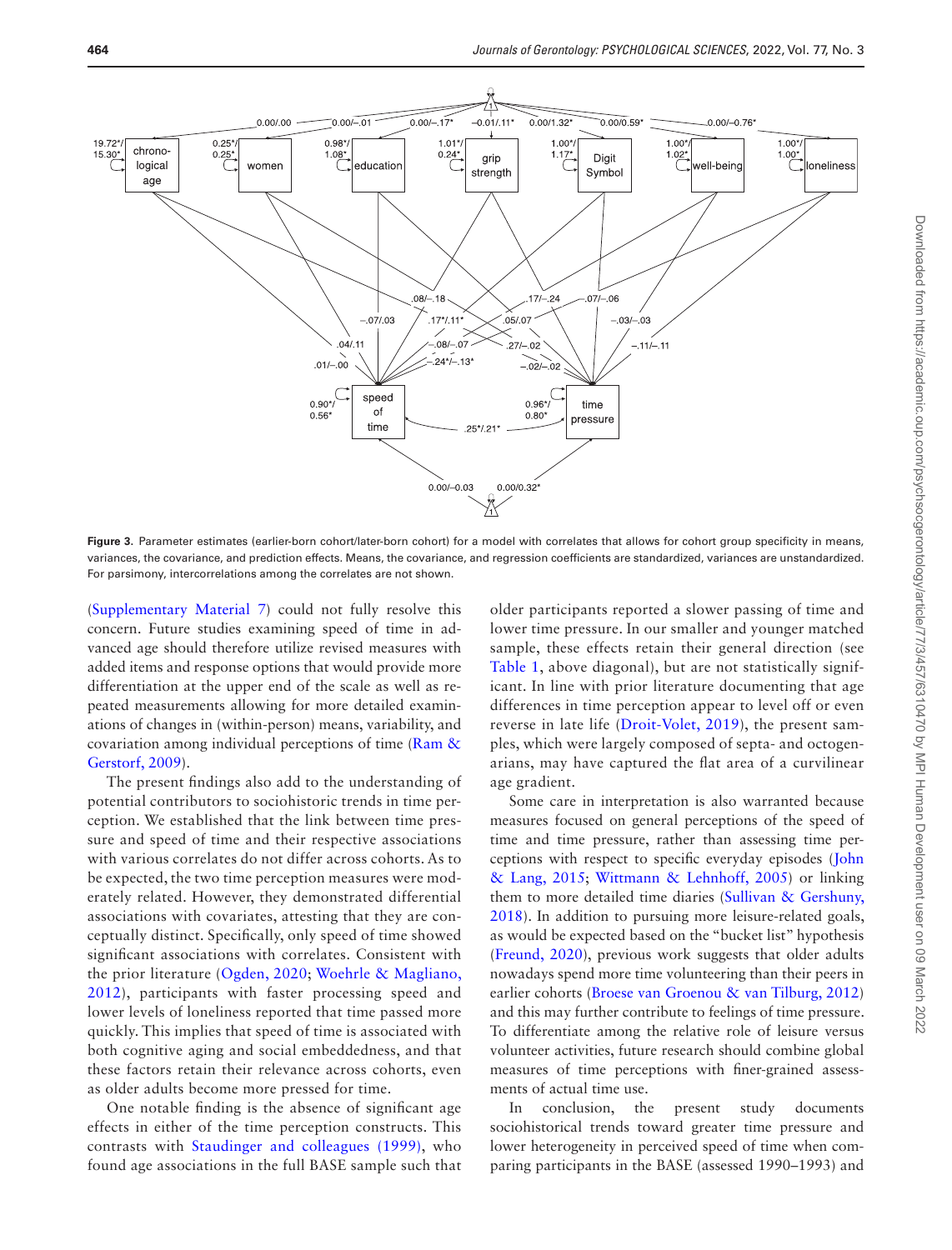Figure 3. Parameter estimates (earlier-born cohort/later-born cohort) for a model with correlates that allows for cohort group specificity in means, variances, the covariance, and prediction effects. Means, the covariance, and regression coefficients are standardized, variances are unstandardized. For parsimony, intercorrelations among the correlates are not shown.

(Supplementary Material 7) could not fully resolve this concern. Future studies examining speed of time in advanced age should therefore utilize revised measures with added items and response options that would provide more differentiation at the upper end of the scale as well as repeated measurements allowing for more detailed examinations of changes in (within-person) means, variability, and covariation among individual perceptions of time (Ram & Gerstorf, 2009).

The present findings also add to the understanding of potential contributors to sociohistoric trends in time perception. We established that the link between time pressure and speed of time and their respective associations with various correlates do not differ across cohorts. As to be expected, the two time perception measures were moderately related. However, they demonstrated differential associations with covariates, attesting that they are conceptually distinct. Specifically, only speed of time showed significant associations with correlates. Consistent with the prior literature (Ogden, 2020; Woehrle & Magliano, 2012), participants with faster processing speed and lower levels of loneliness reported that time passed more quickly. This implies that speed of time is associated with both cognitive aging and social embeddedness, and that these factors retain their relevance across cohorts, even as older adults become more pressed for time.

One notable finding is the absence of significant age effects in either of the time perception constructs. This contrasts with Staudinger and colleagues (1999), who found age associations in the full BASE sample such that older participants reported a slower passing of time and lower time pressure. In our smaller and younger matched sample, these effects retain their general direction (see Table 1, above diagonal), but are not statistically significant. In line with prior literature documenting that age differences in time perception appear to level off or even reverse in late life (Droit-Volet, 2019), the present samples, which were largely composed of septa- and octogenarians, may have captured the flat area of a curvilinear age gradient.

Some care in interpretation is also warranted because measures focused on general perceptions of the speed of time and time pressure, rather than assessing time perceptions with respect to specific everyday episodes (John & Lang, 2015; Wittmann & Lehnhoff, 2005) or linking them to more detailed time diaries (Sullivan & Gershuny, 2018). In addition to pursuing more leisure-related goals, as would be expected based on the "bucket list" hypothesis (Freund, 2020), previous work suggests that older adults nowadays spend more time volunteering than their peers in earlier cohorts (Broese van Groenou & van Tilburg, 2012) and this may further contribute to feelings of time pressure. To differentiate among the relative role of leisure versus volunteer activities, future research should combine global measures of time perceptions with finer-grained assessments of actual time use.

In conclusion, the present study documents sociohistorical trends toward greater time pressure and lower heterogeneity in perceived speed of time when comparing participants in the BASE (assessed 1990–1993) and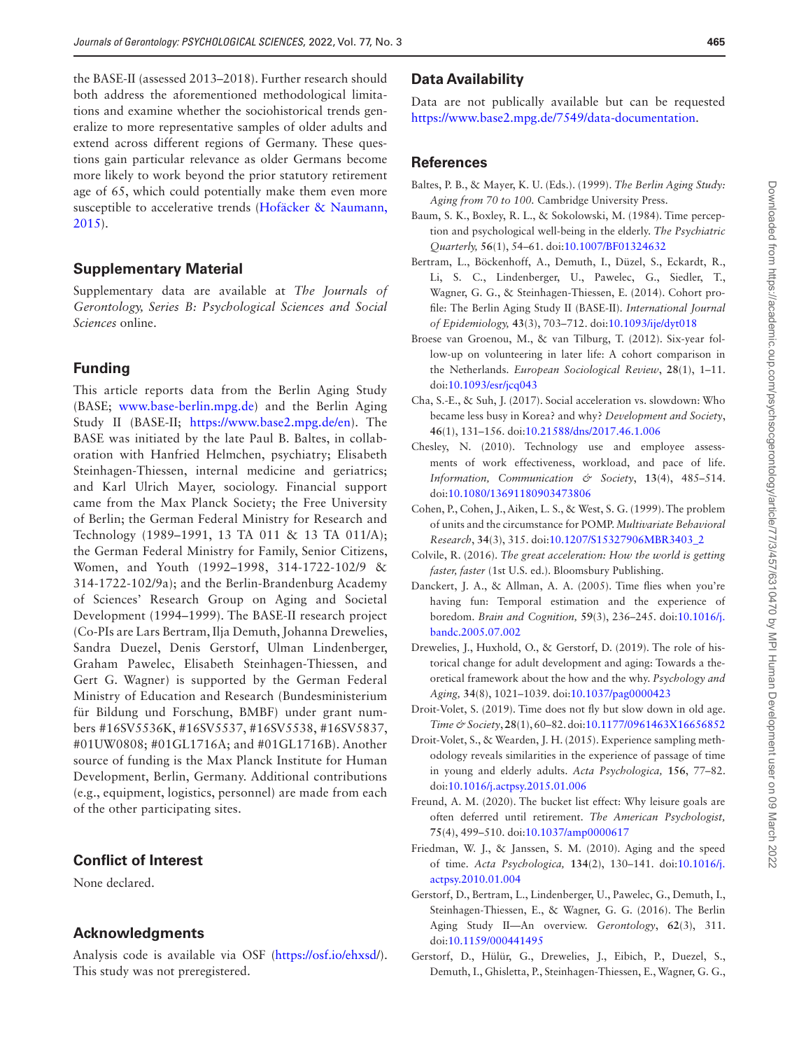the BASE-II (assessed 2013–2018). Further research should both address the aforementioned methodological limitations and examine whether the sociohistorical trends generalize to more representative samples of older adults and extend across different regions of Germany. These questions gain particular relevance as older Germans become more likely to work beyond the prior statutory retirement age of 65, which could potentially make them even more susceptible to accelerative trends (Hofäcker & Naumann, 2015).

## Supplementary Material

Supplementary data are available at *The Journals of Gerontology, Series B: Psychological Sciences and Social Sciences* online.

## Funding

This article reports data from the Berlin Aging Study (BASE; www.base-berlin.mpg.de) and the Berlin Aging Study II (BASE-II; https://www.base2.mpg.de/en). The BASE was initiated by the late Paul B. Baltes, in collaboration with Hanfried Helmchen, psychiatry; Elisabeth Steinhagen-Thiessen, internal medicine and geriatrics; and Karl Ulrich Mayer, sociology. Financial support came from the Max Planck Society; the Free University of Berlin; the German Federal Ministry for Research and Technology (1989–1991, 13 TA 011 & 13 TA 011/A); the German Federal Ministry for Family, Senior Citizens, Women, and Youth (1992–1998, 314-1722-102/9 & 314-1722-102/9a); and the Berlin-Brandenburg Academy of Sciences' Research Group on Aging and Societal Development (1994–1999). The BASE-II research project (Co-PIs are Lars Bertram, Ilja Demuth, Johanna Drewelies, Sandra Duezel, Denis Gerstorf, Ulman Lindenberger, Graham Pawelec, Elisabeth Steinhagen-Thiessen, and Gert G. Wagner) is supported by the German Federal Ministry of Education and Research (Bundesministerium für Bildung und Forschung, BMBF) under grant numbers #16SV5536K, #16SV5537, #16SV5538, #16SV5837, #01UW0808; #01GL1716A; and #01GL1716B). Another source of funding is the Max Planck Institute for Human Development, Berlin, Germany. Additional contributions (e.g., equipment, logistics, personnel) are made from each of the other participating sites.

## Conflict of Interest

None declared.

## Acknowledgments

Analysis code is available via OSF (https://osf.io/ehxsd/). This study was not preregistered.

## Data Availability

Data are not publically available but can be requested https://www.base2.mpg.de/7549/data-documentation.

## References

Baltes, P. B., & Mayer, K. U. (Eds.). (1999). *The Berlin Aging Study: Aging from 70 to 100.* Cambridge University Press.

Baum, S. K., Boxley, R. L., & Sokolowski, M. (1984). Time perception and psychological well-being in the elderly. *The Psychiatric Quarterly,* **56**(1), 54–61. doi:10.1007/BF01324632

Bertram, L., Böckenhoff, A., Demuth, I., Düzel, S., Eckardt, R., Li, S. C., Lindenberger, U., Pawelec, G., Siedler, T., Wagner, G. G., & Steinhagen-Thiessen, E. (2014). Cohort profile: The Berlin Aging Study II (BASE-II). *International Journal of Epidemiology,* **43**(3), 703–712. doi:10.1093/ije/dyt018

Broese van Groenou, M., & van Tilburg, T. (2012). Six-year follow-up on volunteering in later life: A cohort comparison in the Netherlands. *European Sociological Review*, **28**(1), 1–11. doi:10.1093/esr/jcq043

Cha, S.-E., & Suh, J. (2017). Social acceleration vs. slowdown: Who became less busy in Korea? and why? *Development and Society*, **46**(1), 131–156. doi:10.21588/dns/2017.46.1.006

Chesley, N. (2010). Technology use and employee assessments of work effectiveness, workload, and pace of life. *Information, Communication & Society*, **13**(4), 485–514. doi:10.1080/13691180903473806

Cohen, P., Cohen, J., Aiken, L. S., & West, S. G. (1999). The problem of units and the circumstance for POMP. *Multivariate Behavioral Research*, **34**(3), 315. doi:10.1207/S15327906MBR3403_2

Colvile, R. (2016). *The great acceleration: How the world is getting faster, faster* (1st U.S. ed.). Bloomsbury Publishing.

Danckert, J. A., & Allman, A. A. (2005). Time flies when you're having fun: Temporal estimation and the experience of boredom. *Brain and Cognition,* **59**(3), 236–245. doi:10.1016/j.bandc.2005.07.002

Drewelies, J., Huxhold, O., & Gerstorf, D. (2019). The role of historical change for adult development and aging: Towards a theoretical framework about the how and the why. *Psychology and Aging,* **34**(8), 1021–1039. doi:10.1037/pag0000423

Droit-Volet, S. (2019). Time does not fly but slow down in old age. *Time & Society*, **28**(1), 60–82. doi:10.1177/0961463X16656852

Droit-Volet, S., & Wearden, J. H. (2015). Experience sampling methodology reveals similarities in the experience of passage of time in young and elderly adults. *Acta Psychologica,* **156**, 77–82. doi:10.1016/j.actpsy.2015.01.006

Freund, A. M. (2020). The bucket list effect: Why leisure goals are often deferred until retirement. *The American Psychologist,* **75**(4), 499–510. doi:10.1037/amp0000617

Friedman, W. J., & Janssen, S. M. (2010). Aging and the speed of time. *Acta Psychologica,* **134**(2), 130–141. doi:10.1016/j.actpsy.2010.01.004

Gerstorf, D., Bertram, L., Lindenberger, U., Pawelec, G., Demuth, I., Steinhagen-Thiessen, E., & Wagner, G. G. (2016). The Berlin Aging Study II—An overview. *Gerontology*, **62**(3), 311. doi:10.1159/000441495

Gerstorf, D., Hülür, G., Drewelies, J., Eibich, P., Duezel, S., Demuth, I., Ghisletta, P., Steinhagen-Thiessen, E., Wagner, G. G.,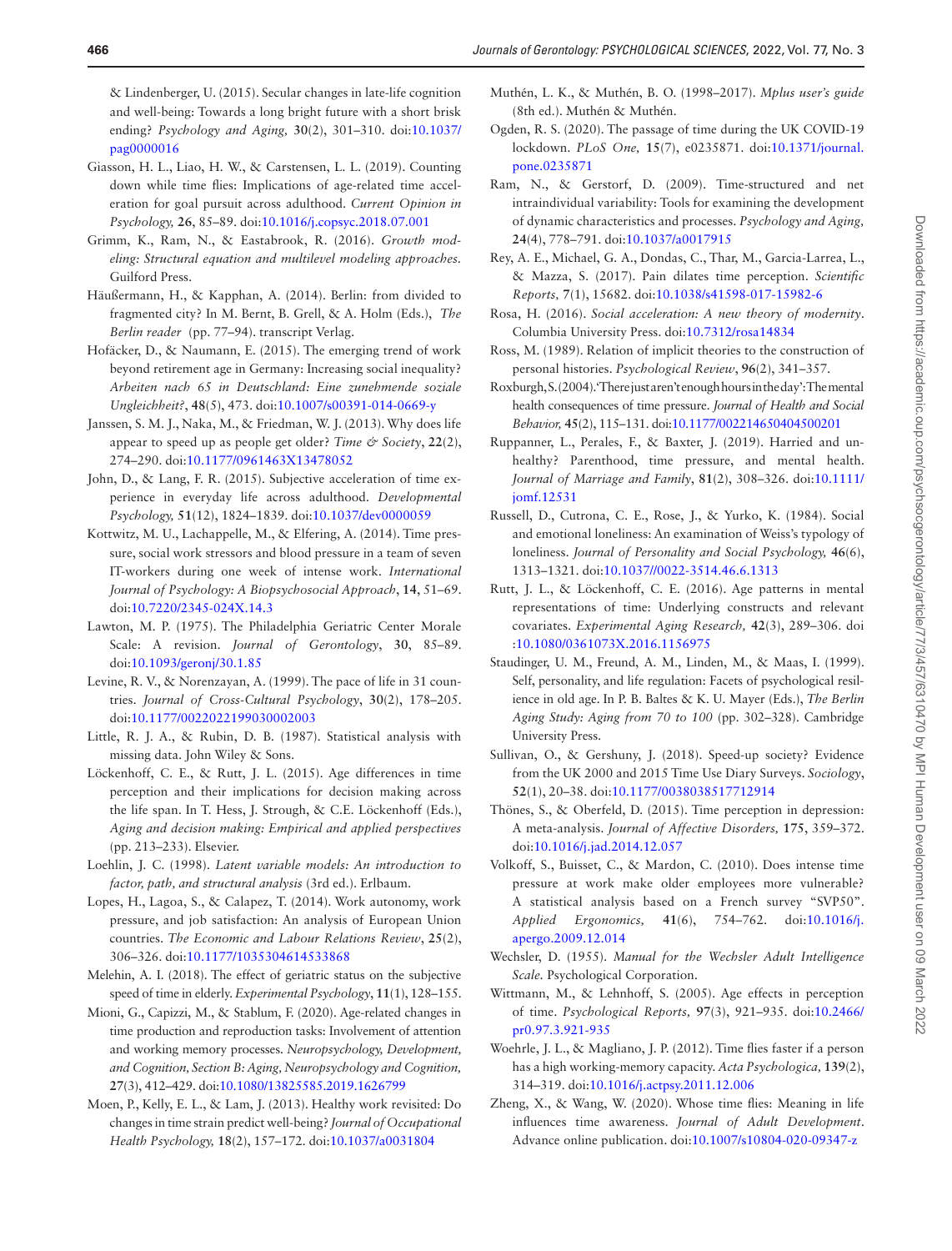& Lindenberger, U. (2015). Secular changes in late-life cognition and well-being: Towards a long bright future with a short brisk ending? *Psychology and Aging,* **30**(2), 301–310. doi:10.1037/pag0000016

Giasson, H. L., Liao, H. W., & Carstensen, L. L. (2019). Counting down while time flies: Implications of age-related time acceleration for goal pursuit across adulthood. *Current Opinion in Psychology,* **26**, 85–89. doi:10.1016/j.copsyc.2018.07.001

Grimm, K., Ram, N., & Eastabrook, R. (2016). *Growth modeling: Structural equation and multilevel modeling approaches.* Guilford Press.

Häußermann, H., & Kapphan, A. (2014). Berlin: from divided to fragmented city? In M. Bernt, B. Grell, & A. Holm (Eds.), *The Berlin reader* (pp. 77–94). transcript Verlag.

Hofäcker, D., & Naumann, E. (2015). The emerging trend of work beyond retirement age in Germany: Increasing social inequality? *Arbeiten nach 65 in Deutschland: Eine zunehmende soziale Ungleichheit?*, **48**(5), 473. doi:10.1007/s00391-014-0669-y

Janssen, S. M. J., Naka, M., & Friedman, W. J. (2013). Why does life appear to speed up as people get older? *Time & Society*, **22**(2), 274–290. doi:10.1177/0961463X13478052

John, D., & Lang, F. R. (2015). Subjective acceleration of time experience in everyday life across adulthood. *Developmental Psychology,* **51**(12), 1824–1839. doi:10.1037/dev0000059

Kottwitz, M. U., Lachappelle, M., & Elfering, A. (2014). Time pressure, social work stressors and blood pressure in a team of seven IT-workers during one week of intense work. *International Journal of Psychology: A Biopsychosocial Approach*, **14**, 51–69. doi:10.7220/2345-024X.14.3

Lawton, M. P. (1975). The Philadelphia Geriatric Center Morale Scale: A revision. *Journal of Gerontology*, **30**, 85–89. doi:10.1093/geronj/30.1.85

Levine, R. V., & Norenzayan, A. (1999). The pace of life in 31 countries. *Journal of Cross-Cultural Psychology*, **30**(2), 178–205. doi:10.1177/0022022199030002003

Little, R. J. A., & Rubin, D. B. (1987). Statistical analysis with missing data. John Wiley & Sons.

Löckenhoff, C. E., & Rutt, J. L. (2015). Age differences in time perception and their implications for decision making across the life span. In T. Hess, J. Strough, & C.E. Löckenhoff (Eds.), *Aging and decision making: Empirical and applied perspectives* (pp. 213–233). Elsevier.

Loehlin, J. C. (1998). *Latent variable models: An introduction to factor, path, and structural analysis* (3rd ed.). Erlbaum.

Lopes, H., Lagoa, S., & Calapez, T. (2014). Work autonomy, work pressure, and job satisfaction: An analysis of European Union countries. *The Economic and Labour Relations Review*, **25**(2), 306–326. doi:10.1177/1035304614533868

Melehin, A. I. (2018). The effect of geriatric status on the subjective speed of time in elderly. *Experimental Psychology*, **11**(1), 128–155.

Mioni, G., Capizzi, M., & Stablum, F. (2020). Age-related changes in time production and reproduction tasks: Involvement of attention and working memory processes. *Neuropsychology, Development, and Cognition, Section B: Aging, Neuropsychology and Cognition,* **27**(3), 412–429. doi:10.1080/13825585.2019.1626799

Moen, P., Kelly, E. L., & Lam, J. (2013). Healthy work revisited: Do changes in time strain predict well-being? *Journal of Occupational Health Psychology,* **18**(2), 157–172. doi:10.1037/a0031804

Muthén, L. K., & Muthén, B. O. (1998–2017). *Mplus user's guide* (8th ed.). Muthén & Muthén.

Ogden, R. S. (2020). The passage of time during the UK COVID-19 lockdown. *PLoS One,* **15**(7), e0235871. doi:10.1371/journal.pone.0235871

Ram, N., & Gerstorf, D. (2009). Time-structured and net intraindividual variability: Tools for examining the development of dynamic characteristics and processes. *Psychology and Aging,* **24**(4), 778–791. doi:10.1037/a0017915

Rey, A. E., Michael, G. A., Dondas, C., Thar, M., Garcia-Larrea, L., & Mazza, S. (2017). Pain dilates time perception. *Scientific Reports,* **7**(1), 15682. doi:10.1038/s41598-017-15982-6

Rosa, H. (2016). *Social acceleration: A new theory of modernity*. Columbia University Press. doi:10.7312/rosa14834

Ross, M. (1989). Relation of implicit theories to the construction of personal histories. *Psychological Review*, **96**(2), 341–357.

Roxburgh, S. (2004). 'There just aren't enough hours in the day': The mental health consequences of time pressure. *Journal of Health and Social Behavior,* **45**(2), 115–131. doi:10.1177/002214650404500201

Ruppanner, L., Perales, F., & Baxter, J. (2019). Harried and unhealthy? Parenthood, time pressure, and mental health. *Journal of Marriage and Family*, **81**(2), 308–326. doi:10.1111/jomf.12531

Russell, D., Cutrona, C. E., Rose, J., & Yurko, K. (1984). Social and emotional loneliness: An examination of Weiss's typology of loneliness. *Journal of Personality and Social Psychology,* **46**(6), 1313–1321. doi:10.1037//0022-3514.46.6.1313

Rutt, J. L., & Löckenhoff, C. E. (2016). Age patterns in mental representations of time: Underlying constructs and relevant covariates. *Experimental Aging Research,* **42**(3), 289–306. doi:10.1080/0361073X.2016.1156975

Staudinger, U. M., Freund, A. M., Linden, M., & Maas, I. (1999). Self, personality, and life regulation: Facets of psychological resilience in old age. In P. B. Baltes & K. U. Mayer (Eds.), *The Berlin Aging Study: Aging from 70 to 100* (pp. 302–328). Cambridge University Press.

Sullivan, O., & Gershuny, J. (2018). Speed-up society? Evidence from the UK 2000 and 2015 Time Use Diary Surveys. *Sociology*, **52**(1), 20–38. doi:10.1177/0038038517712914

Thönes, S., & Oberfeld, D. (2015). Time perception in depression: A meta-analysis. *Journal of Affective Disorders,* **175**, 359–372. doi:10.1016/j.jad.2014.12.057

Volkoff, S., Buisset, C., & Mardon, C. (2010). Does intense time pressure at work make older employees more vulnerable? A statistical analysis based on a French survey "SVP50". *Applied Ergonomics,* **41**(6), 754–762. doi:10.1016/j.apergo.2009.12.014

Wechsler, D. (1955). *Manual for the Wechsler Adult Intelligence Scale.* Psychological Corporation.

Wittmann, M., & Lehnhoff, S. (2005). Age effects in perception of time. *Psychological Reports,* **97**(3), 921–935. doi:10.2466/pr0.97.3.921-935

Woehrle, J. L., & Magliano, J. P. (2012). Time flies faster if a person has a high working-memory capacity. *Acta Psychologica,* **139**(2), 314–319. doi:10.1016/j.actpsy.2011.12.006

Zheng, X., & Wang, W. (2020). Whose time flies: Meaning in life influences time awareness. *Journal of Adult Development*. Advance online publication. doi:10.1007/s10804-020-09347-z